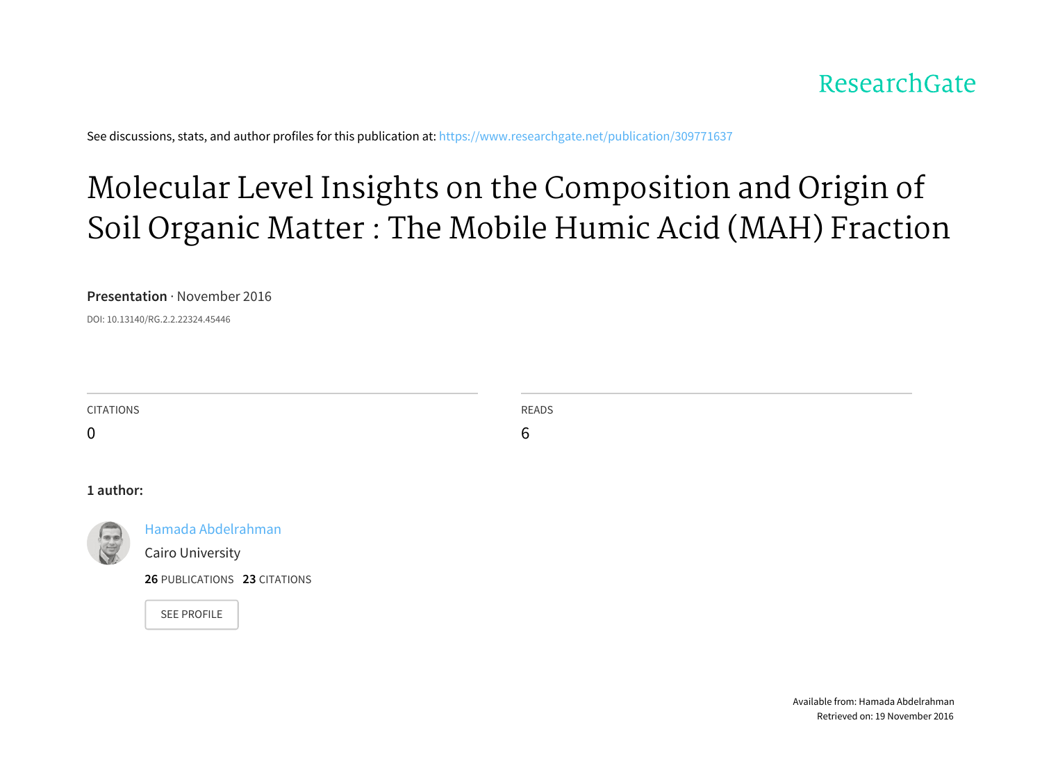ResearchGate

See discussions, stats, and author profiles for this publication at: https://www.researchgate.net/publication/309771637

# Molecular Level Insights on the Composition and Origin of Soil Organic Matter : The Mobile Humic Acid (MAH) Fraction

**Presentation** · November 2016

DOI: 10.13140/RG.2.2.22324.45446

| CITATIONS | READS |
| --- | --- |
| 0 | 6 |

**1 author:**

Hamada Abdelrahman
Cairo University
**26** PUBLICATIONS **23** CITATIONS

SEE PROFILE

Available from: Hamada Abdelrahman
Retrieved on: 19 November 2016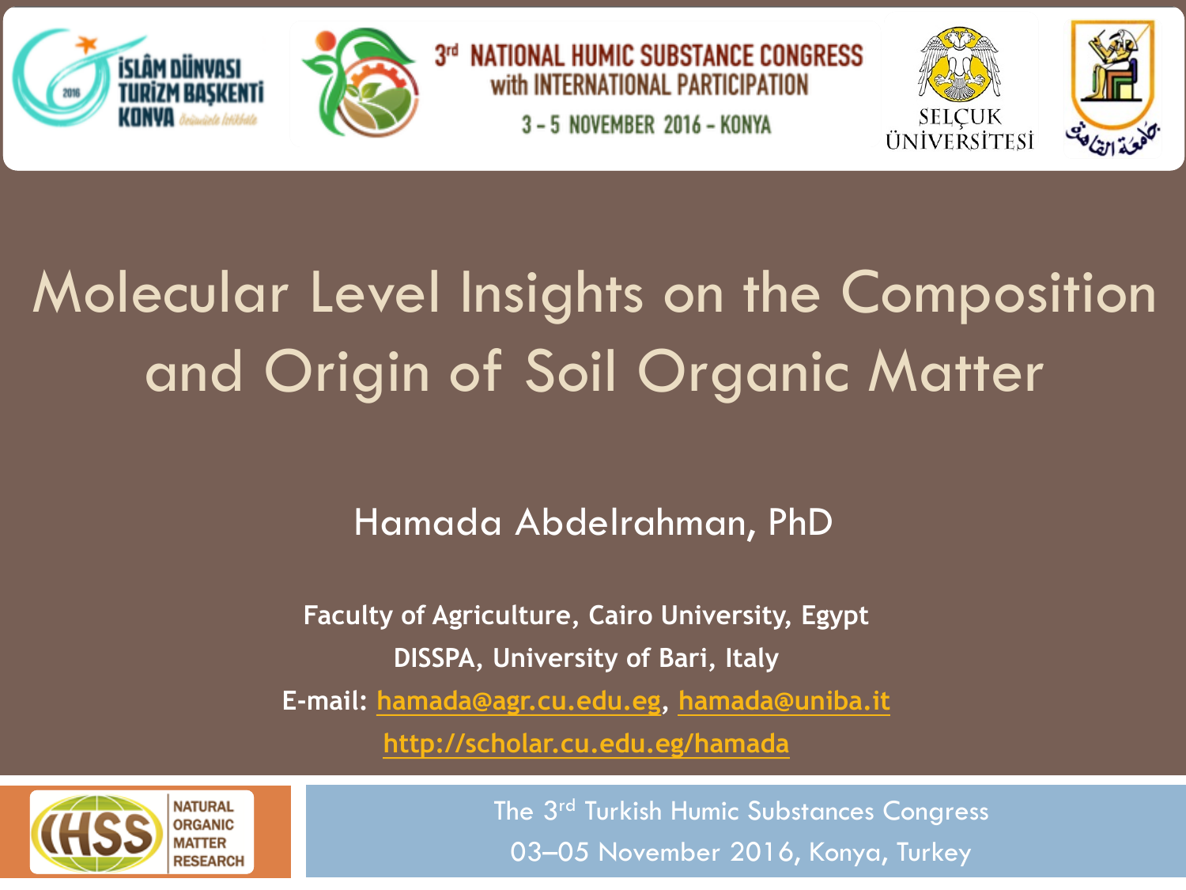3rd NATIONAL HUMIC SUBSTANCE CONGRESS with INTERNATIONAL PARTICIPATION

3 – 5 NOVEMBER 2016 – KONYA

# Molecular Level Insights on the Composition and Origin of Soil Organic Matter

Hamada Abdelrahman, PhD

**Faculty of Agriculture, Cairo University, Egypt**

**DISSPA, University of Bari, Italy**

**E-mail: hamada@agr.cu.edu.eg, hamada@uniba.it**

**http://scholar.cu.edu.eg/hamada**

The 3rd Turkish Humic Substances Congress

03–05 November 2016, Konya, Turkey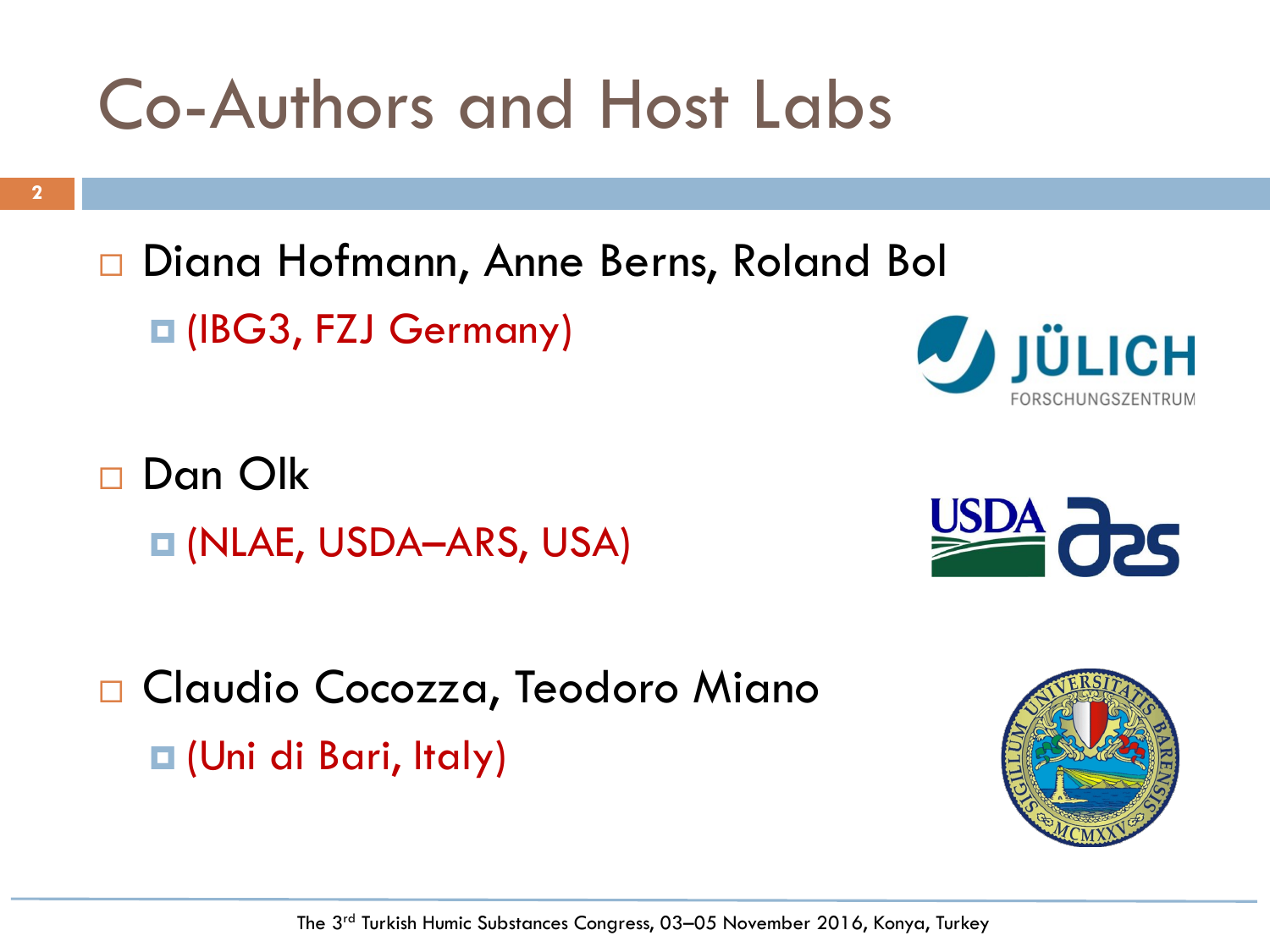# Co-Authors and Host Labs

- Diana Hofmann, Anne Berns, Roland Bol
  - (IBG3, FZJ Germany)
- Dan Olk
  - (NLAE, USDA–ARS, USA)
- Claudio Cocozza, Teodoro Miano
  - (Uni di Bari, Italy)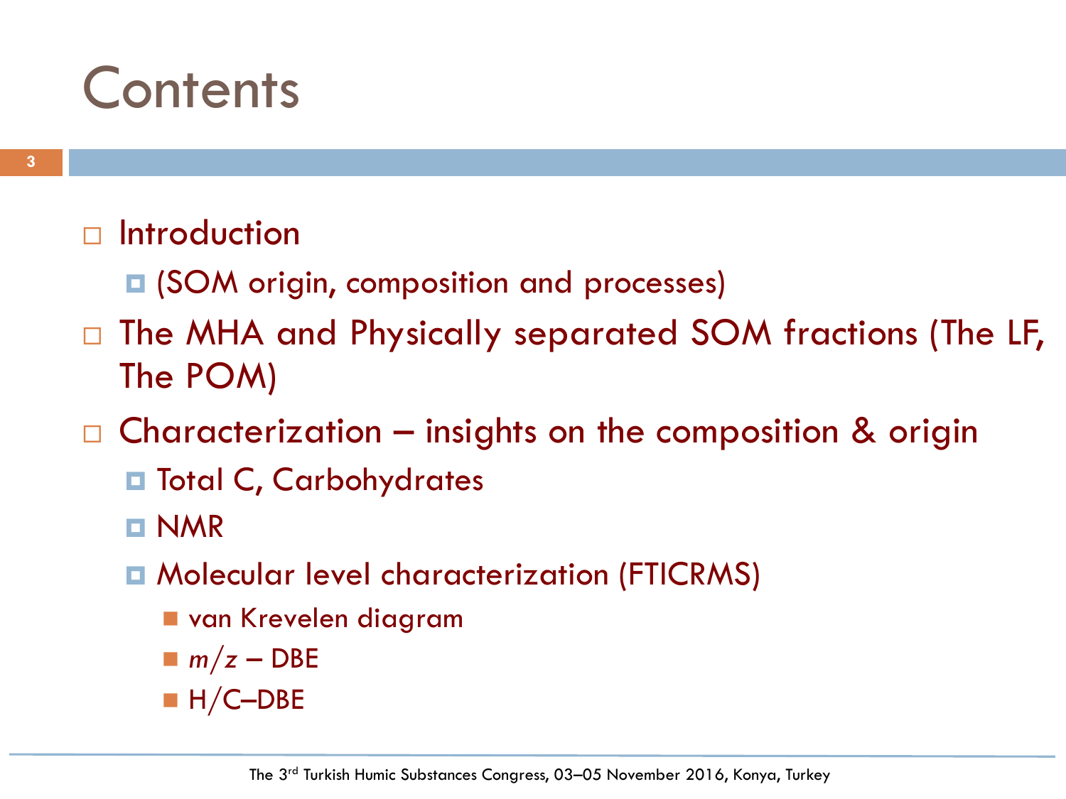# Contents

- Introduction
  - (SOM origin, composition and processes)
- The MHA and Physically separated SOM fractions (The LF, The POM)
- Characterization – insights on the composition & origin
  - Total C, Carbohydrates
  - NMR
  - Molecular level characterization (FTICRMS)
    - van Krevelen diagram
    - $m/z$ – DBE
    - H/C–DBE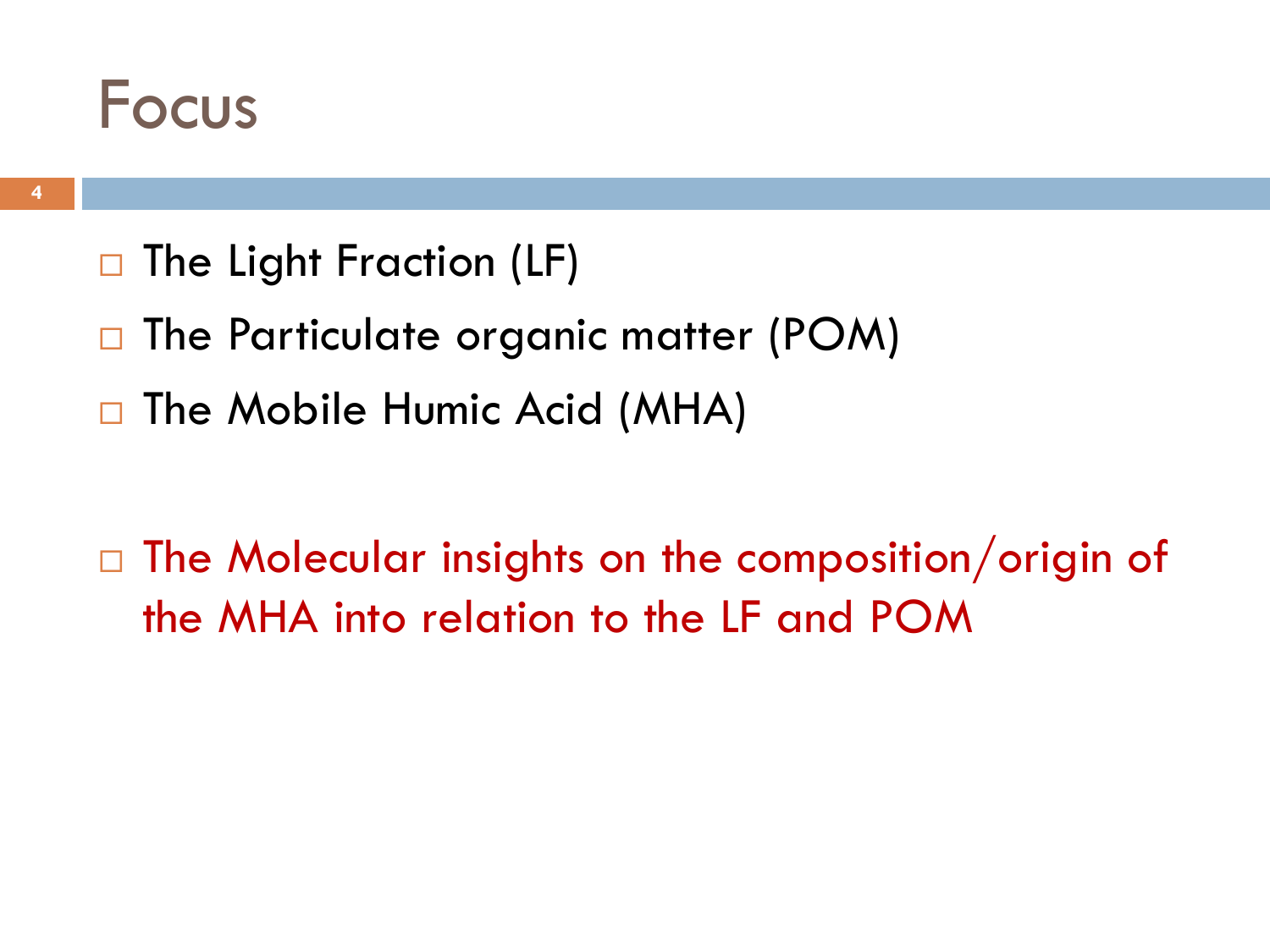# Focus

- The Light Fraction (LF)
- The Particulate organic matter (POM)
- The Mobile Humic Acid (MHA)

- The Molecular insights on the composition/origin of the MHA into relation to the LF and POM